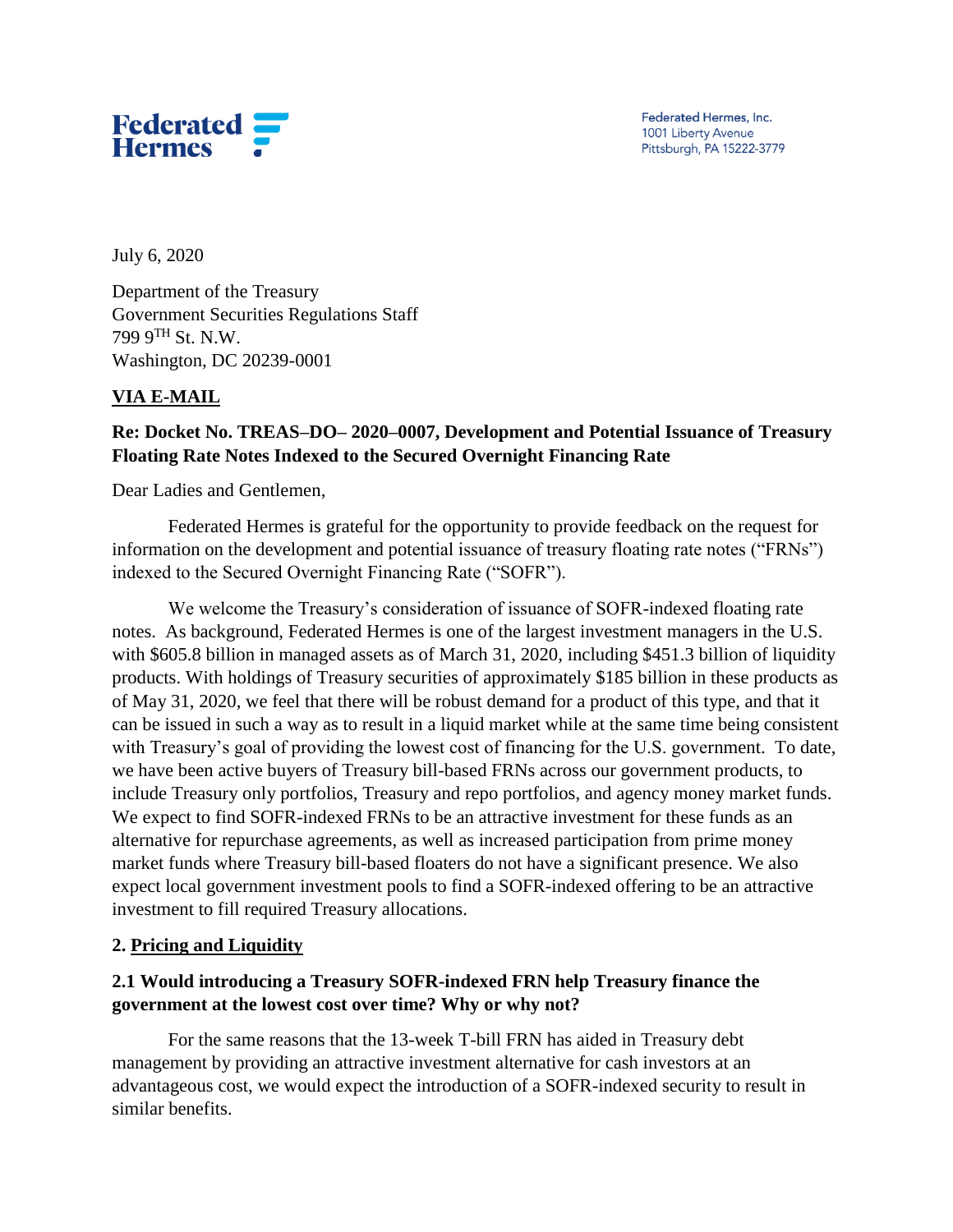**Federated Hermes**

Federated Hermes, Inc.
1001 Liberty Avenue
Pittsburgh, PA 15222-3779

July 6, 2020

Department of the Treasury
Government Securities Regulations Staff
799 9TH St. N.W.
Washington, DC 20239-0001

**VIA E-MAIL**

**Re: Docket No. TREAS–DO– 2020–0007, Development and Potential Issuance of Treasury Floating Rate Notes Indexed to the Secured Overnight Financing Rate**

Dear Ladies and Gentlemen,

Federated Hermes is grateful for the opportunity to provide feedback on the request for information on the development and potential issuance of treasury floating rate notes ("FRNs") indexed to the Secured Overnight Financing Rate ("SOFR").

We welcome the Treasury's consideration of issuance of SOFR-indexed floating rate notes. As background, Federated Hermes is one of the largest investment managers in the U.S. with $605.8 billion in managed assets as of March 31, 2020, including $451.3 billion of liquidity products. With holdings of Treasury securities of approximately $185 billion in these products as of May 31, 2020, we feel that there will be robust demand for a product of this type, and that it can be issued in such a way as to result in a liquid market while at the same time being consistent with Treasury's goal of providing the lowest cost of financing for the U.S. government. To date, we have been active buyers of Treasury bill-based FRNs across our government products, to include Treasury only portfolios, Treasury and repo portfolios, and agency money market funds. We expect to find SOFR-indexed FRNs to be an attractive investment for these funds as an alternative for repurchase agreements, as well as increased participation from prime money market funds where Treasury bill-based floaters do not have a significant presence. We also expect local government investment pools to find a SOFR-indexed offering to be an attractive investment to fill required Treasury allocations.

## 2. Pricing and Liquidity

### 2.1 Would introducing a Treasury SOFR-indexed FRN help Treasury finance the government at the lowest cost over time? Why or why not?

For the same reasons that the 13-week T-bill FRN has aided in Treasury debt management by providing an attractive investment alternative for cash investors at an advantageous cost, we would expect the introduction of a SOFR-indexed security to result in similar benefits.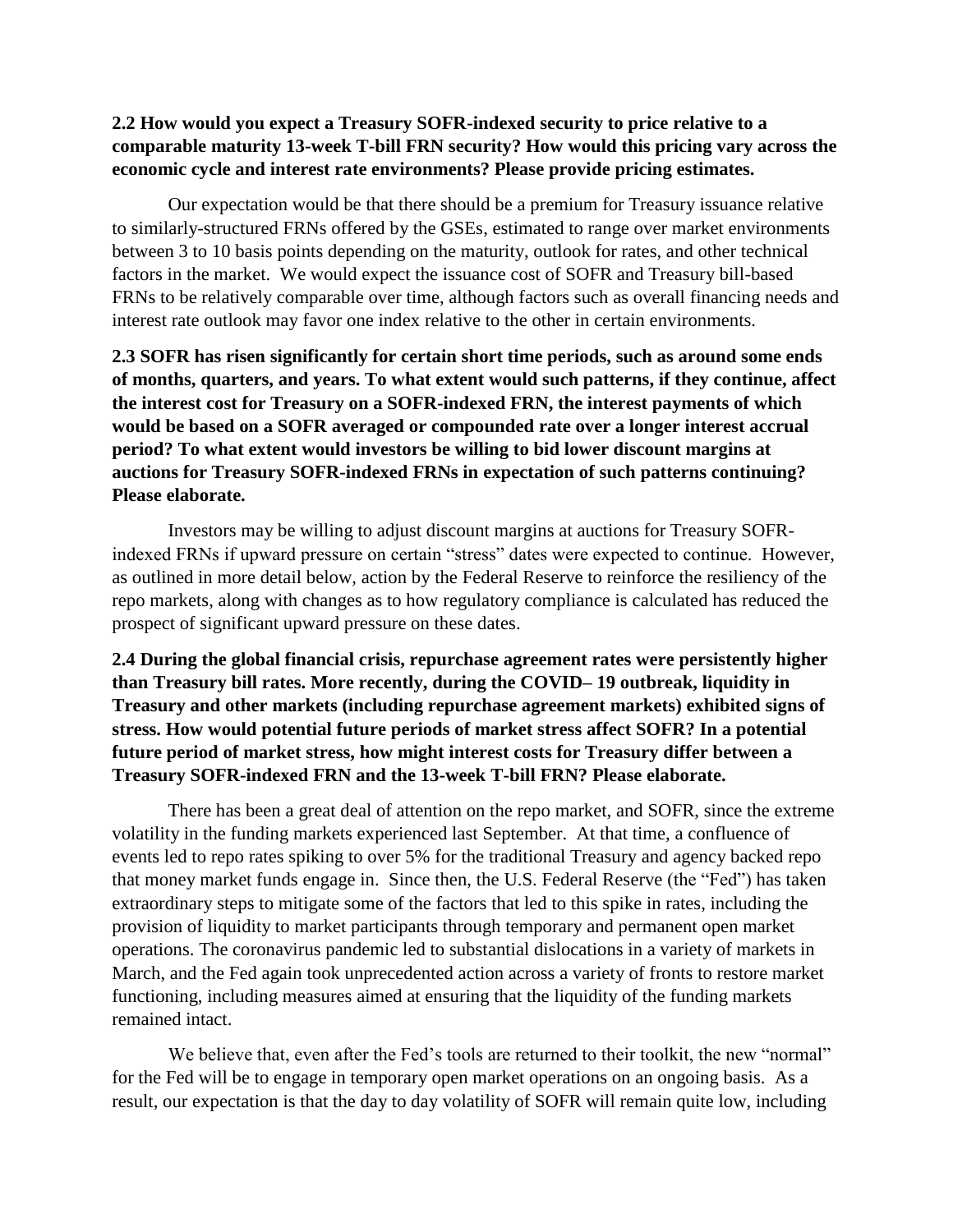**2.2 How would you expect a Treasury SOFR-indexed security to price relative to a comparable maturity 13-week T-bill FRN security? How would this pricing vary across the economic cycle and interest rate environments? Please provide pricing estimates.**

Our expectation would be that there should be a premium for Treasury issuance relative to similarly-structured FRNs offered by the GSEs, estimated to range over market environments between 3 to 10 basis points depending on the maturity, outlook for rates, and other technical factors in the market. We would expect the issuance cost of SOFR and Treasury bill-based FRNs to be relatively comparable over time, although factors such as overall financing needs and interest rate outlook may favor one index relative to the other in certain environments.

**2.3 SOFR has risen significantly for certain short time periods, such as around some ends of months, quarters, and years. To what extent would such patterns, if they continue, affect the interest cost for Treasury on a SOFR-indexed FRN, the interest payments of which would be based on a SOFR averaged or compounded rate over a longer interest accrual period? To what extent would investors be willing to bid lower discount margins at auctions for Treasury SOFR-indexed FRNs in expectation of such patterns continuing? Please elaborate.**

Investors may be willing to adjust discount margins at auctions for Treasury SOFR-indexed FRNs if upward pressure on certain "stress" dates were expected to continue. However, as outlined in more detail below, action by the Federal Reserve to reinforce the resiliency of the repo markets, along with changes as to how regulatory compliance is calculated has reduced the prospect of significant upward pressure on these dates.

**2.4 During the global financial crisis, repurchase agreement rates were persistently higher than Treasury bill rates. More recently, during the COVID– 19 outbreak, liquidity in Treasury and other markets (including repurchase agreement markets) exhibited signs of stress. How would potential future periods of market stress affect SOFR? In a potential future period of market stress, how might interest costs for Treasury differ between a Treasury SOFR-indexed FRN and the 13-week T-bill FRN? Please elaborate.**

There has been a great deal of attention on the repo market, and SOFR, since the extreme volatility in the funding markets experienced last September. At that time, a confluence of events led to repo rates spiking to over 5% for the traditional Treasury and agency backed repo that money market funds engage in. Since then, the U.S. Federal Reserve (the "Fed") has taken extraordinary steps to mitigate some of the factors that led to this spike in rates, including the provision of liquidity to market participants through temporary and permanent open market operations. The coronavirus pandemic led to substantial dislocations in a variety of markets in March, and the Fed again took unprecedented action across a variety of fronts to restore market functioning, including measures aimed at ensuring that the liquidity of the funding markets remained intact.

We believe that, even after the Fed's tools are returned to their toolkit, the new "normal" for the Fed will be to engage in temporary open market operations on an ongoing basis. As a result, our expectation is that the day to day volatility of SOFR will remain quite low, including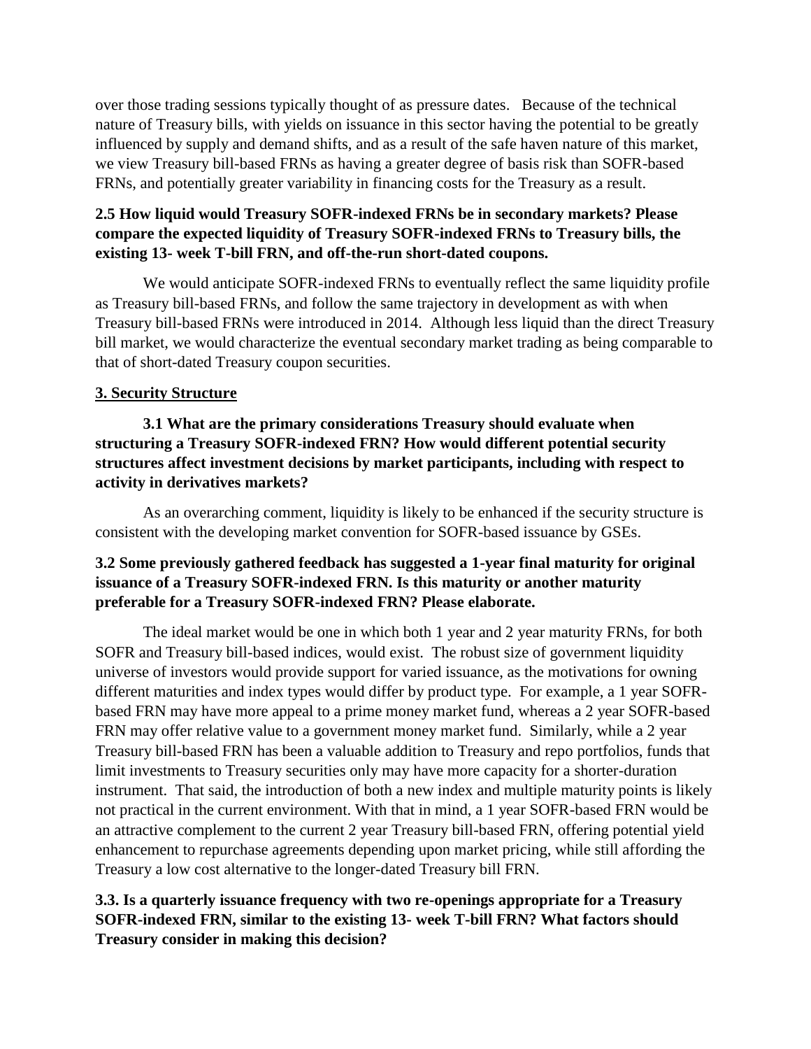over those trading sessions typically thought of as pressure dates. Because of the technical nature of Treasury bills, with yields on issuance in this sector having the potential to be greatly influenced by supply and demand shifts, and as a result of the safe haven nature of this market, we view Treasury bill-based FRNs as having a greater degree of basis risk than SOFR-based FRNs, and potentially greater variability in financing costs for the Treasury as a result.

**2.5 How liquid would Treasury SOFR-indexed FRNs be in secondary markets? Please compare the expected liquidity of Treasury SOFR-indexed FRNs to Treasury bills, the existing 13- week T-bill FRN, and off-the-run short-dated coupons.**

We would anticipate SOFR-indexed FRNs to eventually reflect the same liquidity profile as Treasury bill-based FRNs, and follow the same trajectory in development as with when Treasury bill-based FRNs were introduced in 2014. Although less liquid than the direct Treasury bill market, we would characterize the eventual secondary market trading as being comparable to that of short-dated Treasury coupon securities.

## 3. Security Structure

**3.1 What are the primary considerations Treasury should evaluate when structuring a Treasury SOFR-indexed FRN? How would different potential security structures affect investment decisions by market participants, including with respect to activity in derivatives markets?**

As an overarching comment, liquidity is likely to be enhanced if the security structure is consistent with the developing market convention for SOFR-based issuance by GSEs.

**3.2 Some previously gathered feedback has suggested a 1-year final maturity for original issuance of a Treasury SOFR-indexed FRN. Is this maturity or another maturity preferable for a Treasury SOFR-indexed FRN? Please elaborate.**

The ideal market would be one in which both 1 year and 2 year maturity FRNs, for both SOFR and Treasury bill-based indices, would exist. The robust size of government liquidity universe of investors would provide support for varied issuance, as the motivations for owning different maturities and index types would differ by product type. For example, a 1 year SOFR-based FRN may have more appeal to a prime money market fund, whereas a 2 year SOFR-based FRN may offer relative value to a government money market fund. Similarly, while a 2 year Treasury bill-based FRN has been a valuable addition to Treasury and repo portfolios, funds that limit investments to Treasury securities only may have more capacity for a shorter-duration instrument. That said, the introduction of both a new index and multiple maturity points is likely not practical in the current environment. With that in mind, a 1 year SOFR-based FRN would be an attractive complement to the current 2 year Treasury bill-based FRN, offering potential yield enhancement to repurchase agreements depending upon market pricing, while still affording the Treasury a low cost alternative to the longer-dated Treasury bill FRN.

**3.3. Is a quarterly issuance frequency with two re-openings appropriate for a Treasury SOFR-indexed FRN, similar to the existing 13- week T-bill FRN? What factors should Treasury consider in making this decision?**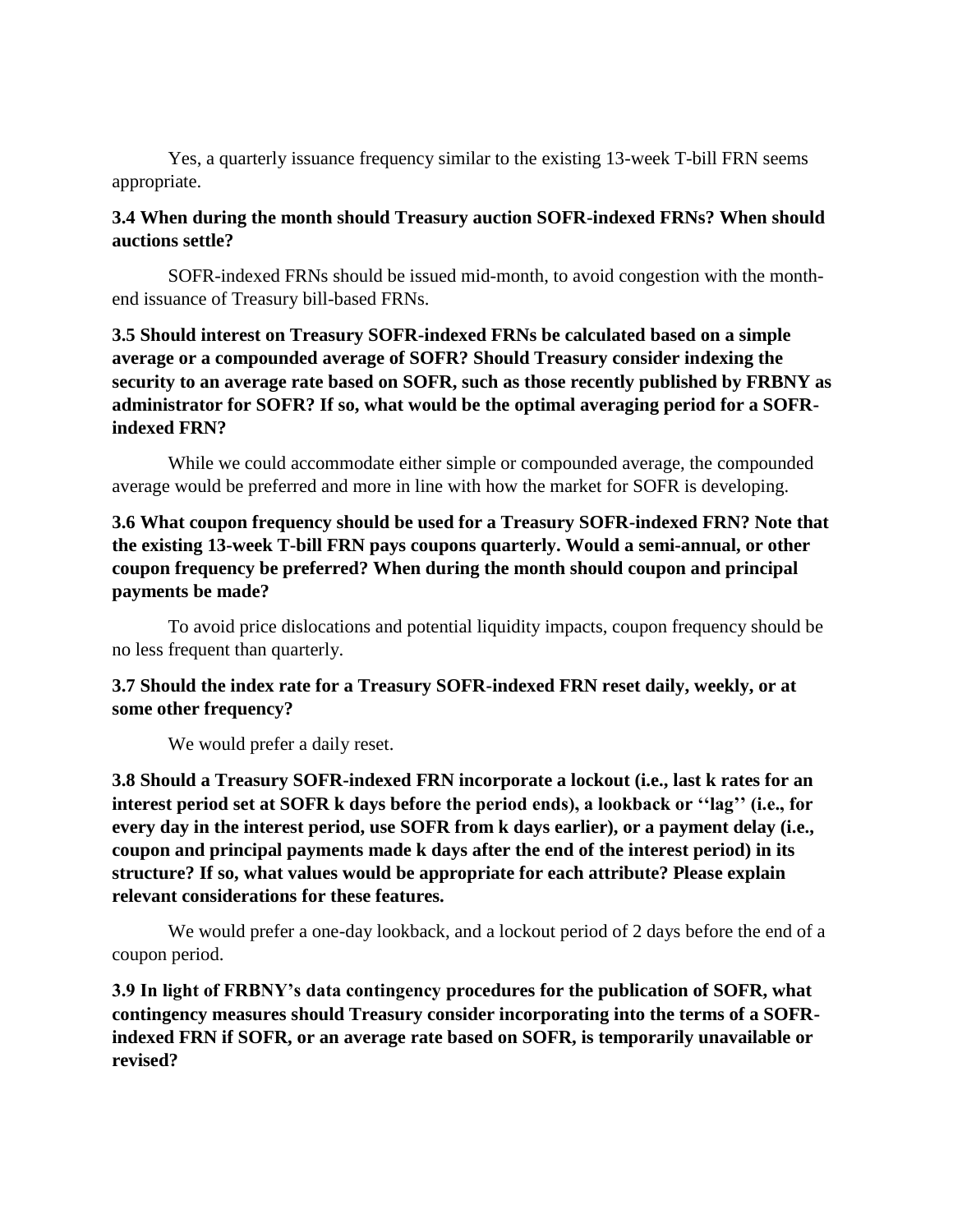Yes, a quarterly issuance frequency similar to the existing 13-week T-bill FRN seems appropriate.

**3.4 When during the month should Treasury auction SOFR-indexed FRNs? When should auctions settle?**

SOFR-indexed FRNs should be issued mid-month, to avoid congestion with the month-end issuance of Treasury bill-based FRNs.

**3.5 Should interest on Treasury SOFR-indexed FRNs be calculated based on a simple average or a compounded average of SOFR? Should Treasury consider indexing the security to an average rate based on SOFR, such as those recently published by FRBNY as administrator for SOFR? If so, what would be the optimal averaging period for a SOFR-indexed FRN?**

While we could accommodate either simple or compounded average, the compounded average would be preferred and more in line with how the market for SOFR is developing.

**3.6 What coupon frequency should be used for a Treasury SOFR-indexed FRN? Note that the existing 13-week T-bill FRN pays coupons quarterly. Would a semi-annual, or other coupon frequency be preferred? When during the month should coupon and principal payments be made?**

To avoid price dislocations and potential liquidity impacts, coupon frequency should be no less frequent than quarterly.

**3.7 Should the index rate for a Treasury SOFR-indexed FRN reset daily, weekly, or at some other frequency?**

We would prefer a daily reset.

**3.8 Should a Treasury SOFR-indexed FRN incorporate a lockout (i.e., last k rates for an interest period set at SOFR k days before the period ends), a lookback or ''lag'' (i.e., for every day in the interest period, use SOFR from k days earlier), or a payment delay (i.e., coupon and principal payments made k days after the end of the interest period) in its structure? If so, what values would be appropriate for each attribute? Please explain relevant considerations for these features.**

We would prefer a one-day lookback, and a lockout period of 2 days before the end of a coupon period.

**3.9 In light of FRBNY's data contingency procedures for the publication of SOFR, what contingency measures should Treasury consider incorporating into the terms of a SOFR-indexed FRN if SOFR, or an average rate based on SOFR, is temporarily unavailable or revised?**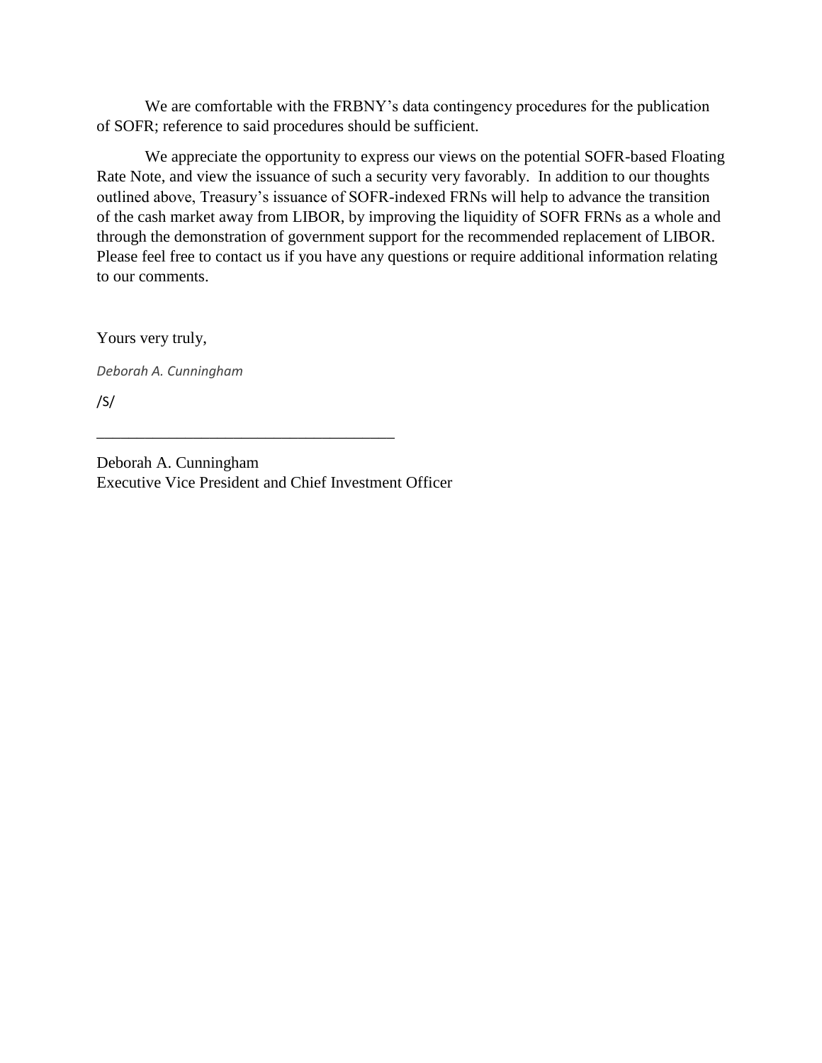We are comfortable with the FRBNY's data contingency procedures for the publication of SOFR; reference to said procedures should be sufficient.

We appreciate the opportunity to express our views on the potential SOFR-based Floating Rate Note, and view the issuance of such a security very favorably. In addition to our thoughts outlined above, Treasury's issuance of SOFR-indexed FRNs will help to advance the transition of the cash market away from LIBOR, by improving the liquidity of SOFR FRNs as a whole and through the demonstration of government support for the recommended replacement of LIBOR. Please feel free to contact us if you have any questions or require additional information relating to our comments.

Yours very truly,

*Deborah A. Cunningham*

/S/

_____________________________________

Deborah A. Cunningham
Executive Vice President and Chief Investment Officer